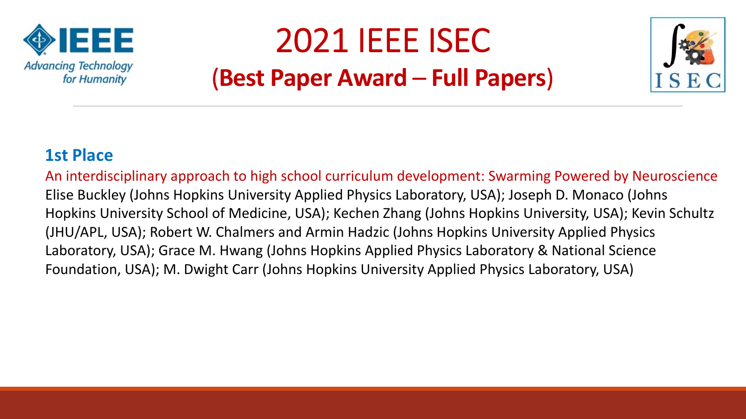# 2021 IEEE ISEC

## (Best Paper Award – Full Papers)

### 1st Place

An interdisciplinary approach to high school curriculum development: Swarming Powered by Neuroscience

Elise Buckley (Johns Hopkins University Applied Physics Laboratory, USA); Joseph D. Monaco (Johns Hopkins University School of Medicine, USA); Kechen Zhang (Johns Hopkins University, USA); Kevin Schultz (JHU/APL, USA); Robert W. Chalmers and Armin Hadzic (Johns Hopkins University Applied Physics Laboratory, USA); Grace M. Hwang (Johns Hopkins Applied Physics Laboratory & National Science Foundation, USA); M. Dwight Carr (Johns Hopkins University Applied Physics Laboratory, USA)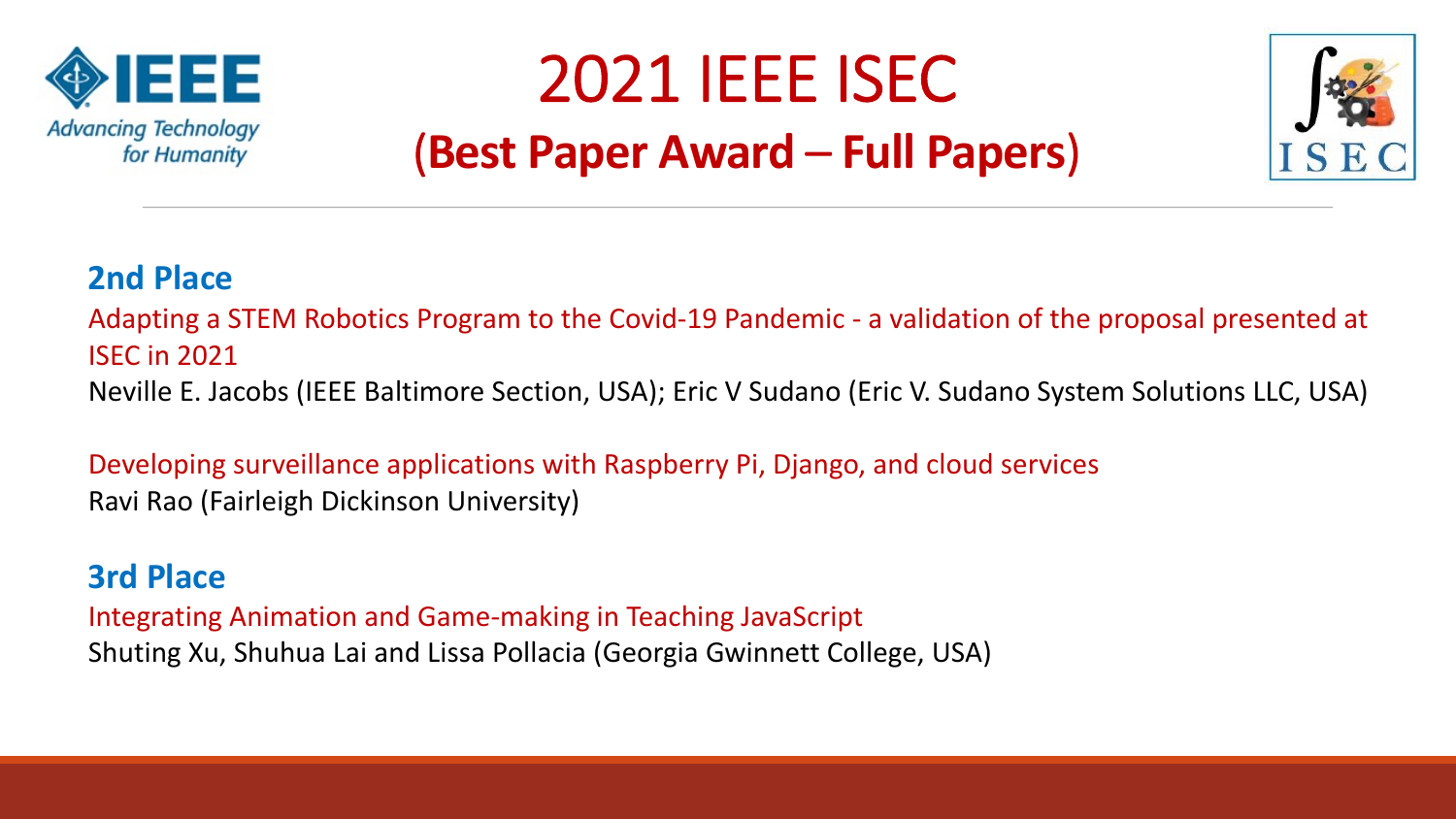# 2021 IEEE ISEC

## (Best Paper Award – Full Papers)

### 2nd Place

Adapting a STEM Robotics Program to the Covid-19 Pandemic - a validation of the proposal presented at ISEC in 2021

Neville E. Jacobs (IEEE Baltimore Section, USA); Eric V Sudano (Eric V. Sudano System Solutions LLC, USA)

Developing surveillance applications with Raspberry Pi, Django, and cloud services

Ravi Rao (Fairleigh Dickinson University)

### 3rd Place

Integrating Animation and Game-making in Teaching JavaScript

Shuting Xu, Shuhua Lai and Lissa Pollacia (Georgia Gwinnett College, USA)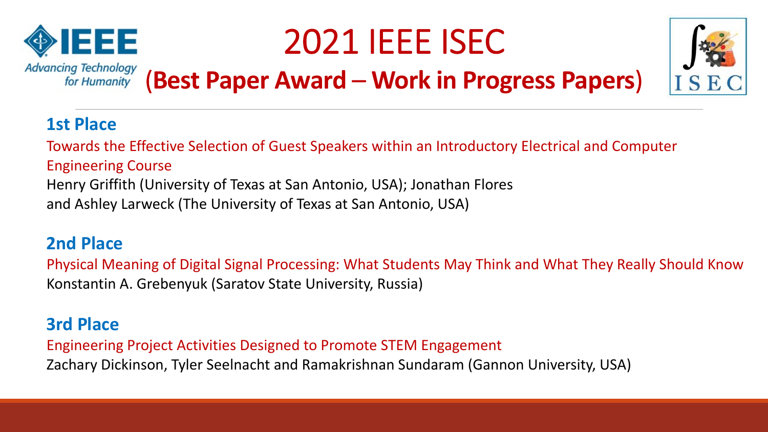# 2021 IEEE ISEC

## (Best Paper Award – Work in Progress Papers)

### 1st Place

Towards the Effective Selection of Guest Speakers within an Introductory Electrical and Computer Engineering Course

Henry Griffith (University of Texas at San Antonio, USA); Jonathan Flores and Ashley Larweck (The University of Texas at San Antonio, USA)

### 2nd Place

Physical Meaning of Digital Signal Processing: What Students May Think and What They Really Should Know

Konstantin A. Grebenyuk (Saratov State University, Russia)

### 3rd Place

Engineering Project Activities Designed to Promote STEM Engagement

Zachary Dickinson, Tyler Seelnacht and Ramakrishnan Sundaram (Gannon University, USA)